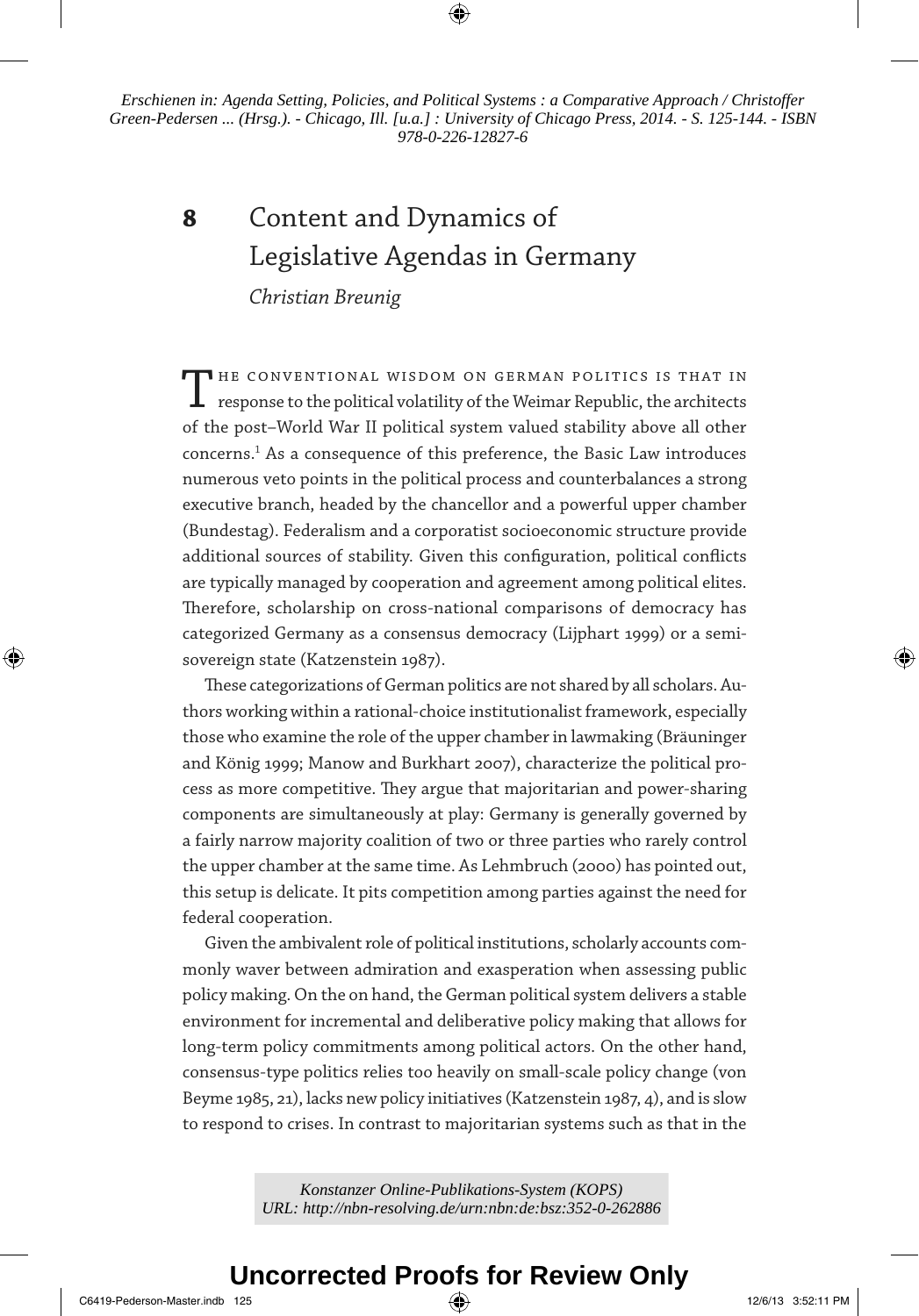Erschienen in: Agenda Setting, Policies, and Political Systems : a Comparative Approach / Christoffer Green-Pedersen ... (Hrsg.). - Chicago, Ill. [u.a.] : University of Chicago Press, 2014. - S. 125-144. - ISBN 978-0-226-12827-6

# 8 Content and Dynamics of Legislative Agendas in Germany

*Christian Breunig*

THE CONVENTIONAL WISDOM ON GERMAN POLITICS IS THAT IN response to the political volatility of the Weimar Republic, the architects of the post–World War II political system valued stability above all other concerns.[1] As a consequence of this preference, the Basic Law introduces numerous veto points in the political process and counterbalances a strong executive branch, headed by the chancellor and a powerful upper chamber (Bundestag). Federalism and a corporatist socioeconomic structure provide additional sources of stability. Given this configuration, political conflicts are typically managed by cooperation and agreement among political elites. Therefore, scholarship on cross-national comparisons of democracy has categorized Germany as a consensus democracy (Lijphart 1999) or a semi-sovereign state (Katzenstein 1987).

These categorizations of German politics are not shared by all scholars. Authors working within a rational-choice institutionalist framework, especially those who examine the role of the upper chamber in lawmaking (Bräuninger and König 1999; Manow and Burkhart 2007), characterize the political process as more competitive. They argue that majoritarian and power-sharing components are simultaneously at play: Germany is generally governed by a fairly narrow majority coalition of two or three parties who rarely control the upper chamber at the same time. As Lehmbruch (2000) has pointed out, this setup is delicate. It pits competition among parties against the need for federal cooperation.

Given the ambivalent role of political institutions, scholarly accounts commonly waver between admiration and exasperation when assessing public policy making. On the on hand, the German political system delivers a stable environment for incremental and deliberative policy making that allows for long-term policy commitments among political actors. On the other hand, consensus-type politics relies too heavily on small-scale policy change (von Beyme 1985, 21), lacks new policy initiatives (Katzenstein 1987, 4), and is slow to respond to crises. In contrast to majoritarian systems such as that in the

Konstanzer Online-Publikations-System (KOPS)
URL: http://nbn-resolving.de/urn:nbn:de:bsz:352-0-262886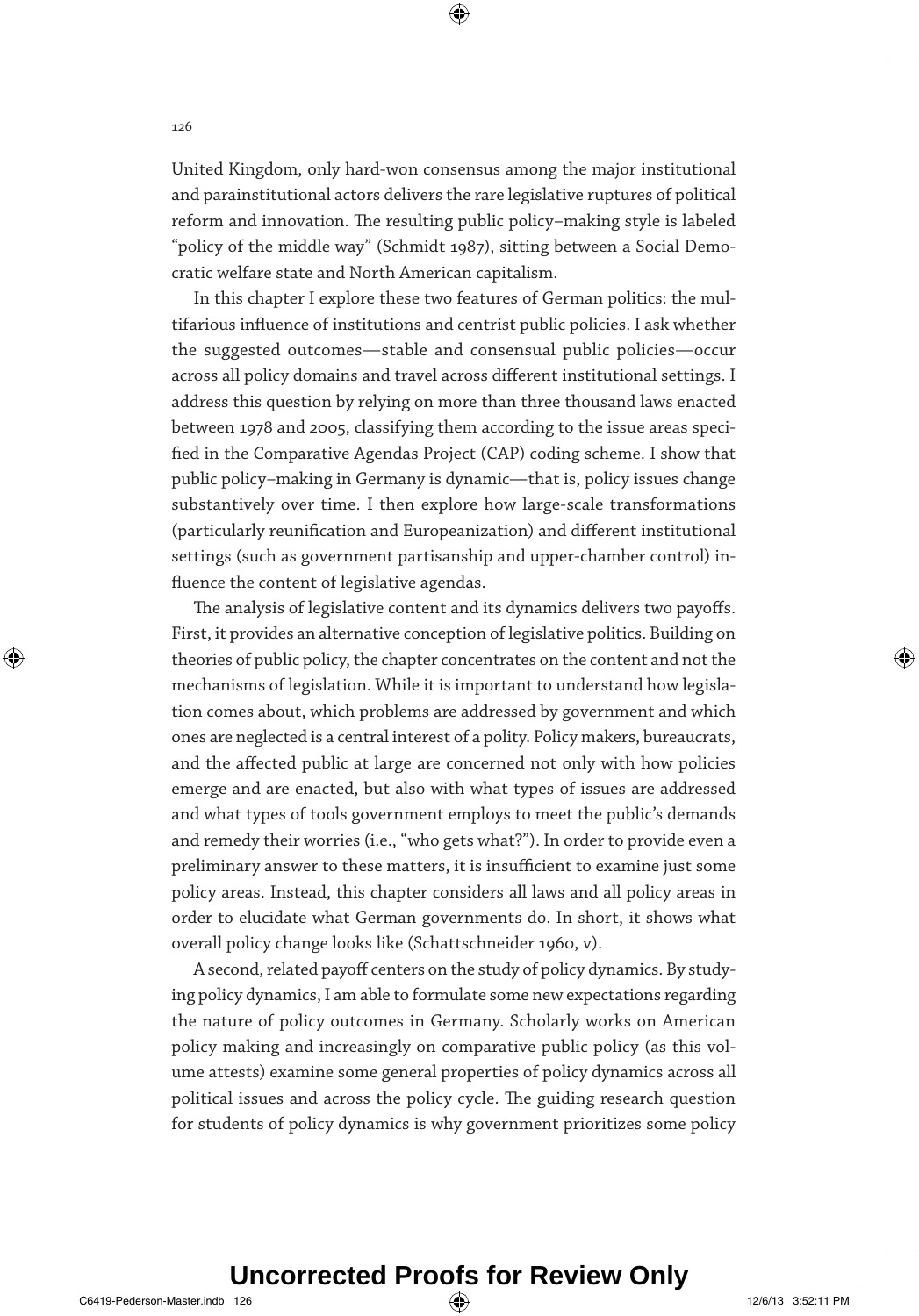United Kingdom, only hard-won consensus among the major institutional and parainstitutional actors delivers the rare legislative ruptures of political reform and innovation. The resulting public policy–making style is labeled "policy of the middle way" (Schmidt 1987), sitting between a Social Democratic welfare state and North American capitalism.

In this chapter I explore these two features of German politics: the multifarious influence of institutions and centrist public policies. I ask whether the suggested outcomes—stable and consensual public policies—occur across all policy domains and travel across different institutional settings. I address this question by relying on more than three thousand laws enacted between 1978 and 2005, classifying them according to the issue areas specified in the Comparative Agendas Project (CAP) coding scheme. I show that public policy–making in Germany is dynamic—that is, policy issues change substantively over time. I then explore how large-scale transformations (particularly reunification and Europeanization) and different institutional settings (such as government partisanship and upper-chamber control) influence the content of legislative agendas.

The analysis of legislative content and its dynamics delivers two payoffs. First, it provides an alternative conception of legislative politics. Building on theories of public policy, the chapter concentrates on the content and not the mechanisms of legislation. While it is important to understand how legislation comes about, which problems are addressed by government and which ones are neglected is a central interest of a polity. Policy makers, bureaucrats, and the affected public at large are concerned not only with how policies emerge and are enacted, but also with what types of issues are addressed and what types of tools government employs to meet the public's demands and remedy their worries (i.e., "who gets what?"). In order to provide even a preliminary answer to these matters, it is insufficient to examine just some policy areas. Instead, this chapter considers all laws and all policy areas in order to elucidate what German governments do. In short, it shows what overall policy change looks like (Schattschneider 1960, v).

A second, related payoff centers on the study of policy dynamics. By studying policy dynamics, I am able to formulate some new expectations regarding the nature of policy outcomes in Germany. Scholarly works on American policy making and increasingly on comparative public policy (as this volume attests) examine some general properties of policy dynamics across all political issues and across the policy cycle. The guiding research question for students of policy dynamics is why government prioritizes some policy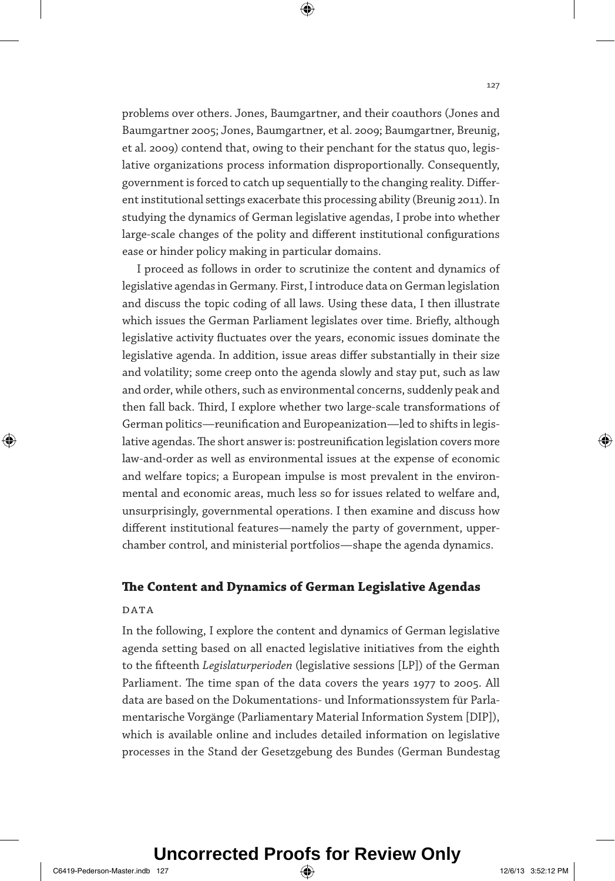problems over others. Jones, Baumgartner, and their coauthors (Jones and Baumgartner 2005; Jones, Baumgartner, et al. 2009; Baumgartner, Breunig, et al. 2009) contend that, owing to their penchant for the status quo, legislative organizations process information disproportionally. Consequently, government is forced to catch up sequentially to the changing reality. Different institutional settings exacerbate this processing ability (Breunig 2011). In studying the dynamics of German legislative agendas, I probe into whether large-scale changes of the polity and different institutional configurations ease or hinder policy making in particular domains.

I proceed as follows in order to scrutinize the content and dynamics of legislative agendas in Germany. First, I introduce data on German legislation and discuss the topic coding of all laws. Using these data, I then illustrate which issues the German Parliament legislates over time. Briefly, although legislative activity fluctuates over the years, economic issues dominate the legislative agenda. In addition, issue areas differ substantially in their size and volatility; some creep onto the agenda slowly and stay put, such as law and order, while others, such as environmental concerns, suddenly peak and then fall back. Third, I explore whether two large-scale transformations of German politics—reunification and Europeanization—led to shifts in legislative agendas. The short answer is: postreunification legislation covers more law-and-order as well as environmental issues at the expense of economic and welfare topics; a European impulse is most prevalent in the environmental and economic areas, much less so for issues related to welfare and, unsurprisingly, governmental operations. I then examine and discuss how different institutional features—namely the party of government, upper-chamber control, and ministerial portfolios—shape the agenda dynamics.

## The Content and Dynamics of German Legislative Agendas

### DATA

In the following, I explore the content and dynamics of German legislative agenda setting based on all enacted legislative initiatives from the eighth to the fifteenth *Legislaturperioden* (legislative sessions [LP]) of the German Parliament. The time span of the data covers the years 1977 to 2005. All data are based on the Dokumentations- und Informationssystem für Parlamentarische Vorgänge (Parliamentary Material Information System [DIP]), which is available online and includes detailed information on legislative processes in the Stand der Gesetzgebung des Bundes (German Bundestag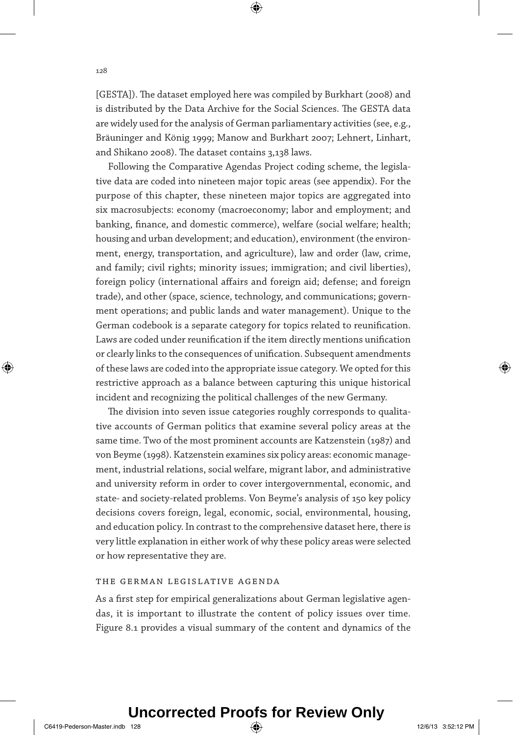[GESTA]). The dataset employed here was compiled by Burkhart (2008) and is distributed by the Data Archive for the Social Sciences. The GESTA data are widely used for the analysis of German parliamentary activities (see, e.g., Bräuninger and König 1999; Manow and Burkhart 2007; Lehnert, Linhart, and Shikano 2008). The dataset contains 3,138 laws.

Following the Comparative Agendas Project coding scheme, the legislative data are coded into nineteen major topic areas (see appendix). For the purpose of this chapter, these nineteen major topics are aggregated into six macrosubjects: economy (macroeconomy; labor and employment; and banking, finance, and domestic commerce), welfare (social welfare; health; housing and urban development; and education), environment (the environment, energy, transportation, and agriculture), law and order (law, crime, and family; civil rights; minority issues; immigration; and civil liberties), foreign policy (international affairs and foreign aid; defense; and foreign trade), and other (space, science, technology, and communications; government operations; and public lands and water management). Unique to the German codebook is a separate category for topics related to reunification. Laws are coded under reunification if the item directly mentions unification or clearly links to the consequences of unification. Subsequent amendments of these laws are coded into the appropriate issue category. We opted for this restrictive approach as a balance between capturing this unique historical incident and recognizing the political challenges of the new Germany.

The division into seven issue categories roughly corresponds to qualitative accounts of German politics that examine several policy areas at the same time. Two of the most prominent accounts are Katzenstein (1987) and von Beyme (1998). Katzenstein examines six policy areas: economic management, industrial relations, social welfare, migrant labor, and administrative and university reform in order to cover intergovernmental, economic, and state- and society-related problems. Von Beyme's analysis of 150 key policy decisions covers foreign, legal, economic, social, environmental, housing, and education policy. In contrast to the comprehensive dataset here, there is very little explanation in either work of why these policy areas were selected or how representative they are.

## THE GERMAN LEGISLATIVE AGENDA

As a first step for empirical generalizations about German legislative agendas, it is important to illustrate the content of policy issues over time. Figure 8.1 provides a visual summary of the content and dynamics of the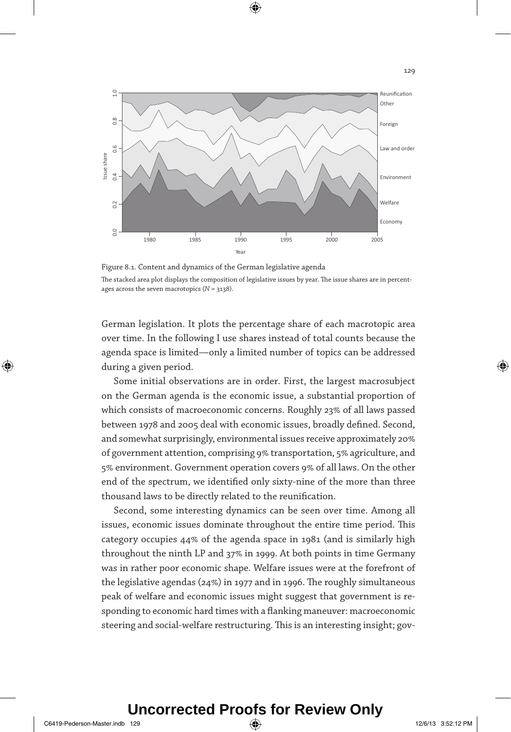Figure 8.1. Content and dynamics of the German legislative agenda

The stacked area plot displays the composition of legislative issues by year. The issue shares are in percentages across the seven macrotopics ($N = 3138$).

German legislation. It plots the percentage share of each macrotopic area over time. In the following I use shares instead of total counts because the agenda space is limited—only a limited number of topics can be addressed during a given period.

Some initial observations are in order. First, the largest macrosubject on the German agenda is the economic issue, a substantial proportion of which consists of macroeconomic concerns. Roughly 23% of all laws passed between 1978 and 2005 deal with economic issues, broadly defined. Second, and somewhat surprisingly, environmental issues receive approximately 20% of government attention, comprising 9% transportation, 5% agriculture, and 5% environment. Government operation covers 9% of all laws. On the other end of the spectrum, we identified only sixty-nine of the more than three thousand laws to be directly related to the reunification.

Second, some interesting dynamics can be seen over time. Among all issues, economic issues dominate throughout the entire time period. This category occupies 44% of the agenda space in 1981 (and is similarly high throughout the ninth LP and 37% in 1999. At both points in time Germany was in rather poor economic shape. Welfare issues were at the forefront of the legislative agendas (24%) in 1977 and in 1996. The roughly simultaneous peak of welfare and economic issues might suggest that government is responding to economic hard times with a flanking maneuver: macroeconomic steering and social-welfare restructuring. This is an interesting insight; gov-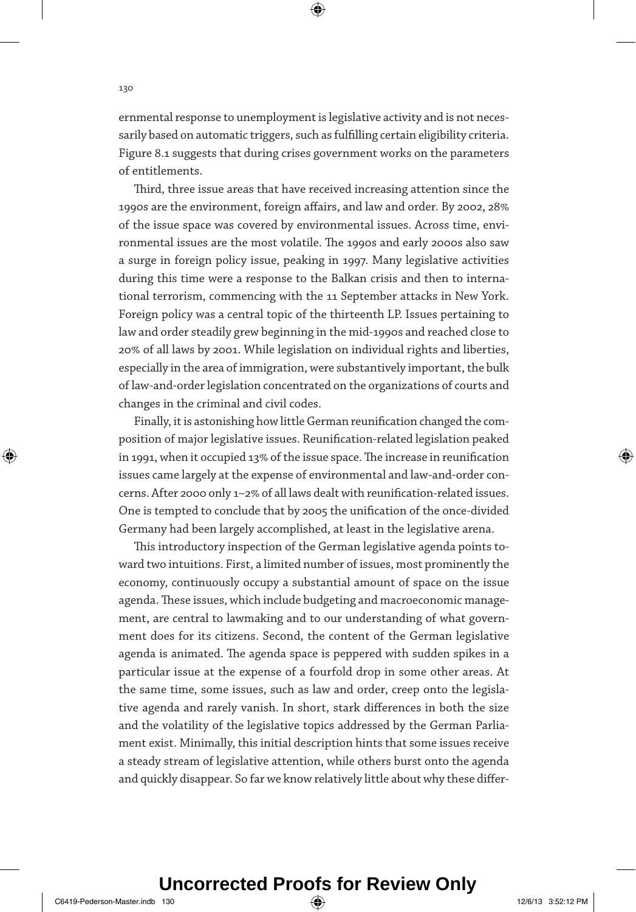ernmental response to unemployment is legislative activity and is not necessarily based on automatic triggers, such as fulfilling certain eligibility criteria. Figure 8.1 suggests that during crises government works on the parameters of entitlements.

Third, three issue areas that have received increasing attention since the 1990s are the environment, foreign affairs, and law and order. By 2002, 28% of the issue space was covered by environmental issues. Across time, environmental issues are the most volatile. The 1990s and early 2000s also saw a surge in foreign policy issue, peaking in 1997. Many legislative activities during this time were a response to the Balkan crisis and then to international terrorism, commencing with the 11 September attacks in New York. Foreign policy was a central topic of the thirteenth LP. Issues pertaining to law and order steadily grew beginning in the mid-1990s and reached close to 20% of all laws by 2001. While legislation on individual rights and liberties, especially in the area of immigration, were substantively important, the bulk of law-and-order legislation concentrated on the organizations of courts and changes in the criminal and civil codes.

Finally, it is astonishing how little German reunification changed the composition of major legislative issues. Reunification-related legislation peaked in 1991, when it occupied 13% of the issue space. The increase in reunification issues came largely at the expense of environmental and law-and-order concerns. After 2000 only 1–2% of all laws dealt with reunification-related issues. One is tempted to conclude that by 2005 the unification of the once-divided Germany had been largely accomplished, at least in the legislative arena.

This introductory inspection of the German legislative agenda points toward two intuitions. First, a limited number of issues, most prominently the economy, continuously occupy a substantial amount of space on the issue agenda. These issues, which include budgeting and macroeconomic management, are central to lawmaking and to our understanding of what government does for its citizens. Second, the content of the German legislative agenda is animated. The agenda space is peppered with sudden spikes in a particular issue at the expense of a fourfold drop in some other areas. At the same time, some issues, such as law and order, creep onto the legislative agenda and rarely vanish. In short, stark differences in both the size and the volatility of the legislative topics addressed by the German Parliament exist. Minimally, this initial description hints that some issues receive a steady stream of legislative attention, while others burst onto the agenda and quickly disappear. So far we know relatively little about why these differ-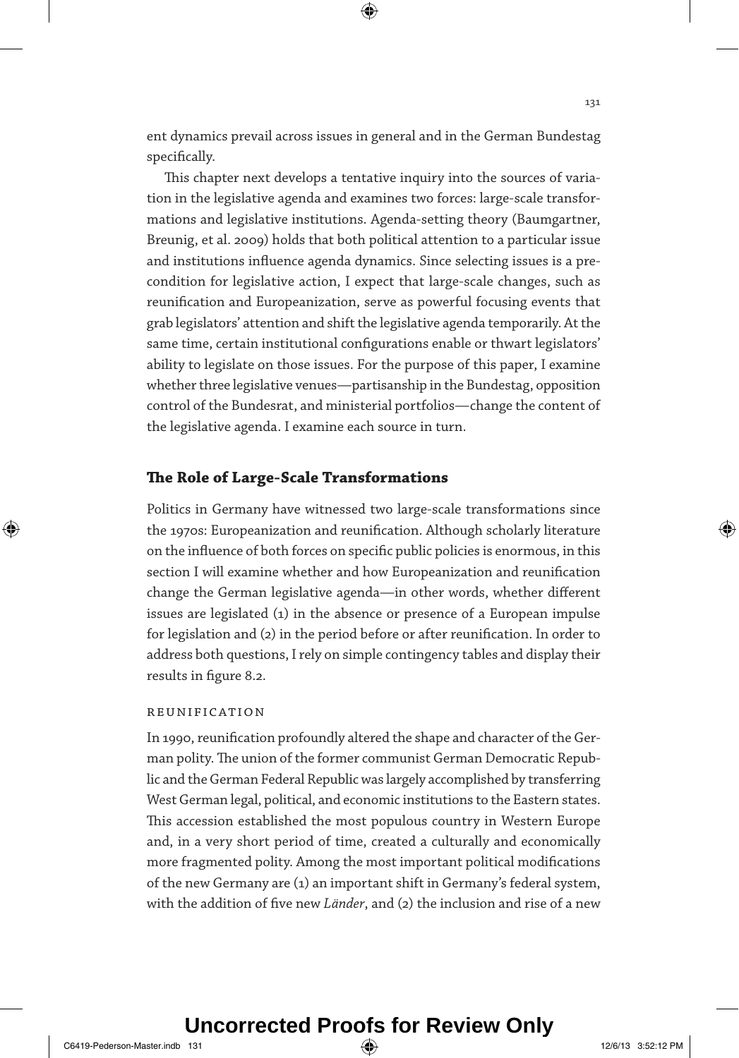ent dynamics prevail across issues in general and in the German Bundestag specifically.

This chapter next develops a tentative inquiry into the sources of variation in the legislative agenda and examines two forces: large-scale transformations and legislative institutions. Agenda-setting theory (Baumgartner, Breunig, et al. 2009) holds that both political attention to a particular issue and institutions influence agenda dynamics. Since selecting issues is a precondition for legislative action, I expect that large-scale changes, such as reunification and Europeanization, serve as powerful focusing events that grab legislators' attention and shift the legislative agenda temporarily. At the same time, certain institutional configurations enable or thwart legislators' ability to legislate on those issues. For the purpose of this paper, I examine whether three legislative venues—partisanship in the Bundestag, opposition control of the Bundesrat, and ministerial portfolios—change the content of the legislative agenda. I examine each source in turn.

## The Role of Large-Scale Transformations

Politics in Germany have witnessed two large-scale transformations since the 1970s: Europeanization and reunification. Although scholarly literature on the influence of both forces on specific public policies is enormous, in this section I will examine whether and how Europeanization and reunification change the German legislative agenda—in other words, whether different issues are legislated (1) in the absence or presence of a European impulse for legislation and (2) in the period before or after reunification. In order to address both questions, I rely on simple contingency tables and display their results in figure 8.2.

### REUNIFICATION

In 1990, reunification profoundly altered the shape and character of the German polity. The union of the former communist German Democratic Republic and the German Federal Republic was largely accomplished by transferring West German legal, political, and economic institutions to the Eastern states. This accession established the most populous country in Western Europe and, in a very short period of time, created a culturally and economically more fragmented polity. Among the most important political modifications of the new Germany are (1) an important shift in Germany's federal system, with the addition of five new *Länder*, and (2) the inclusion and rise of a new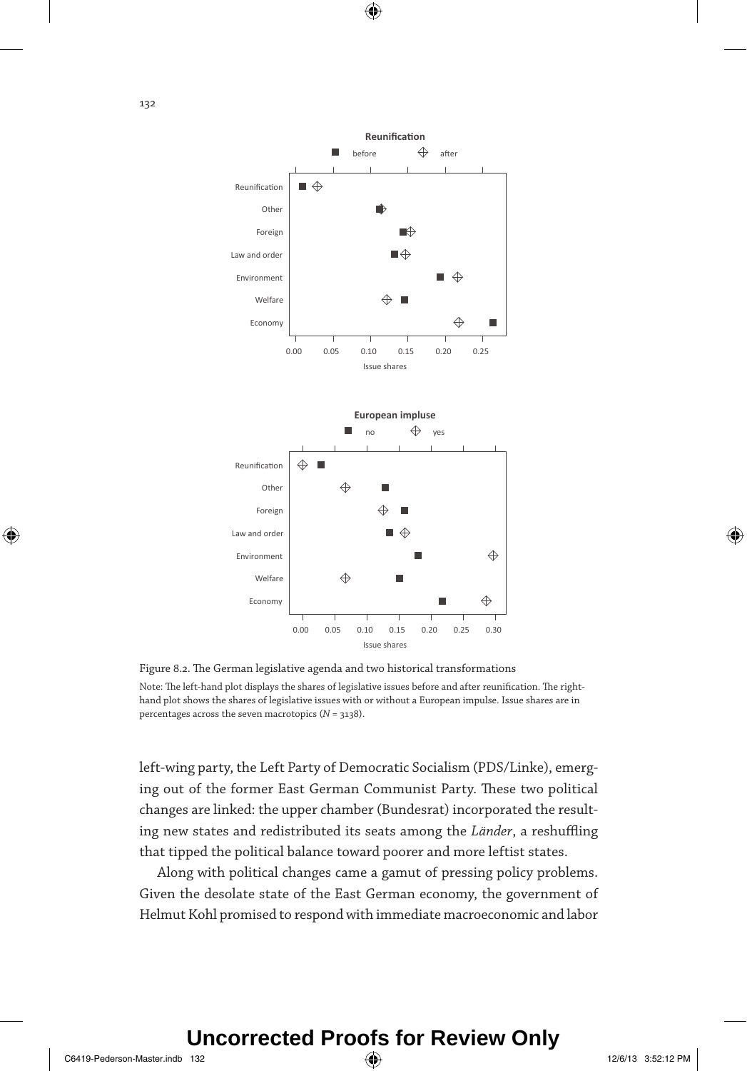Figure 8.2. The German legislative agenda and two historical transformations

Note: The left-hand plot displays the shares of legislative issues before and after reunification. The right-hand plot shows the shares of legislative issues with or without a European impulse. Issue shares are in percentages across the seven macrotopics ($N$ = 3138).

left-wing party, the Left Party of Democratic Socialism (PDS/Linke), emerging out of the former East German Communist Party. These two political changes are linked: the upper chamber (Bundesrat) incorporated the resulting new states and redistributed its seats among the *Länder*, a reshuffling that tipped the political balance toward poorer and more leftist states.

Along with political changes came a gamut of pressing policy problems. Given the desolate state of the East German economy, the government of Helmut Kohl promised to respond with immediate macroeconomic and labor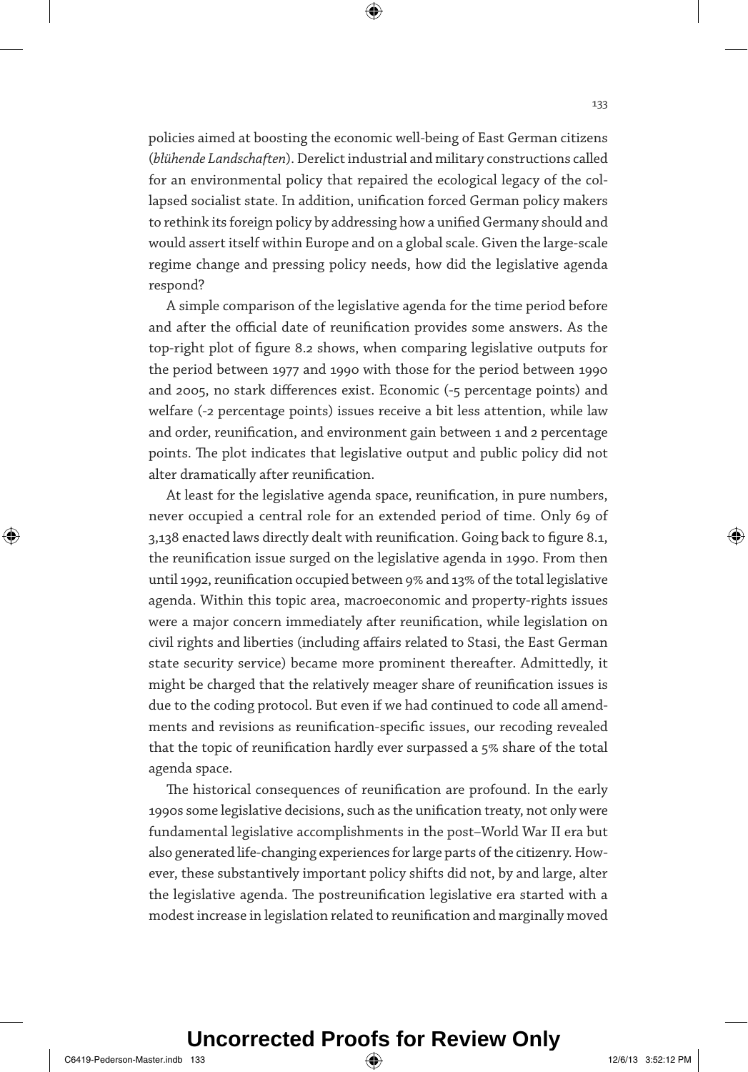policies aimed at boosting the economic well-being of East German citizens (*blühende Landschaften*). Derelict industrial and military constructions called for an environmental policy that repaired the ecological legacy of the collapsed socialist state. In addition, unification forced German policy makers to rethink its foreign policy by addressing how a unified Germany should and would assert itself within Europe and on a global scale. Given the large-scale regime change and pressing policy needs, how did the legislative agenda respond?

A simple comparison of the legislative agenda for the time period before and after the official date of reunification provides some answers. As the top-right plot of figure 8.2 shows, when comparing legislative outputs for the period between 1977 and 1990 with those for the period between 1990 and 2005, no stark differences exist. Economic (-5 percentage points) and welfare (-2 percentage points) issues receive a bit less attention, while law and order, reunification, and environment gain between 1 and 2 percentage points. The plot indicates that legislative output and public policy did not alter dramatically after reunification.

At least for the legislative agenda space, reunification, in pure numbers, never occupied a central role for an extended period of time. Only 69 of 3,138 enacted laws directly dealt with reunification. Going back to figure 8.1, the reunification issue surged on the legislative agenda in 1990. From then until 1992, reunification occupied between 9% and 13% of the total legislative agenda. Within this topic area, macroeconomic and property-rights issues were a major concern immediately after reunification, while legislation on civil rights and liberties (including affairs related to Stasi, the East German state security service) became more prominent thereafter. Admittedly, it might be charged that the relatively meager share of reunification issues is due to the coding protocol. But even if we had continued to code all amendments and revisions as reunification-specific issues, our recoding revealed that the topic of reunification hardly ever surpassed a 5% share of the total agenda space.

The historical consequences of reunification are profound. In the early 1990s some legislative decisions, such as the unification treaty, not only were fundamental legislative accomplishments in the post–World War II era but also generated life-changing experiences for large parts of the citizenry. However, these substantively important policy shifts did not, by and large, alter the legislative agenda. The postreunification legislative era started with a modest increase in legislation related to reunification and marginally moved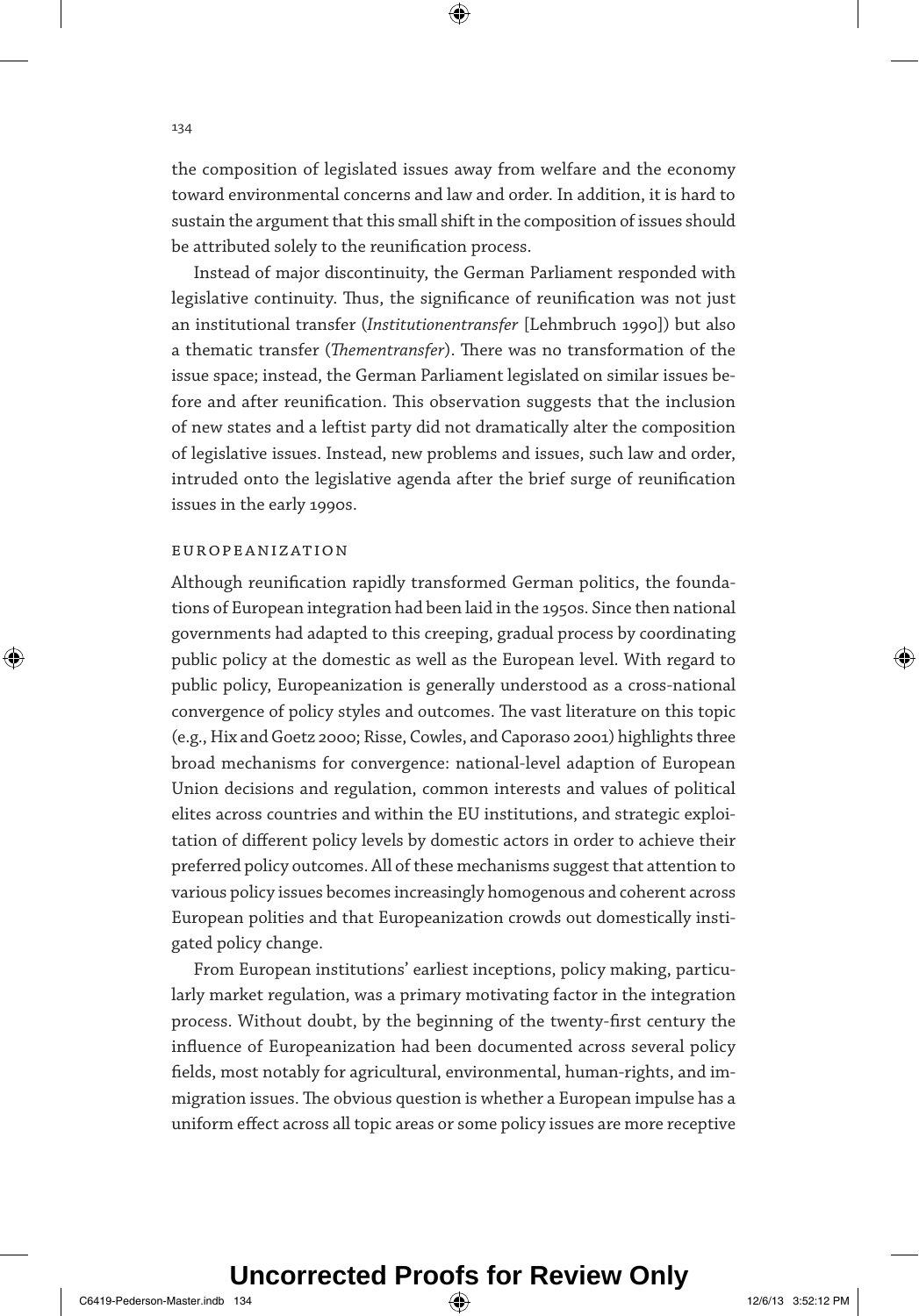the composition of legislated issues away from welfare and the economy toward environmental concerns and law and order. In addition, it is hard to sustain the argument that this small shift in the composition of issues should be attributed solely to the reunification process.

Instead of major discontinuity, the German Parliament responded with legislative continuity. Thus, the significance of reunification was not just an institutional transfer (*Institutionentransfer* [Lehmbruch 1990]) but also a thematic transfer (*Thementransfer*). There was no transformation of the issue space; instead, the German Parliament legislated on similar issues before and after reunification. This observation suggests that the inclusion of new states and a leftist party did not dramatically alter the composition of legislative issues. Instead, new problems and issues, such law and order, intruded onto the legislative agenda after the brief surge of reunification issues in the early 1990s.

### EUROPEANIZATION

Although reunification rapidly transformed German politics, the foundations of European integration had been laid in the 1950s. Since then national governments had adapted to this creeping, gradual process by coordinating public policy at the domestic as well as the European level. With regard to public policy, Europeanization is generally understood as a cross-national convergence of policy styles and outcomes. The vast literature on this topic (e.g., Hix and Goetz 2000; Risse, Cowles, and Caporaso 2001) highlights three broad mechanisms for convergence: national-level adaption of European Union decisions and regulation, common interests and values of political elites across countries and within the EU institutions, and strategic exploitation of different policy levels by domestic actors in order to achieve their preferred policy outcomes. All of these mechanisms suggest that attention to various policy issues becomes increasingly homogenous and coherent across European polities and that Europeanization crowds out domestically instigated policy change.

From European institutions' earliest inceptions, policy making, particularly market regulation, was a primary motivating factor in the integration process. Without doubt, by the beginning of the twenty-first century the influence of Europeanization had been documented across several policy fields, most notably for agricultural, environmental, human-rights, and immigration issues. The obvious question is whether a European impulse has a uniform effect across all topic areas or some policy issues are more receptive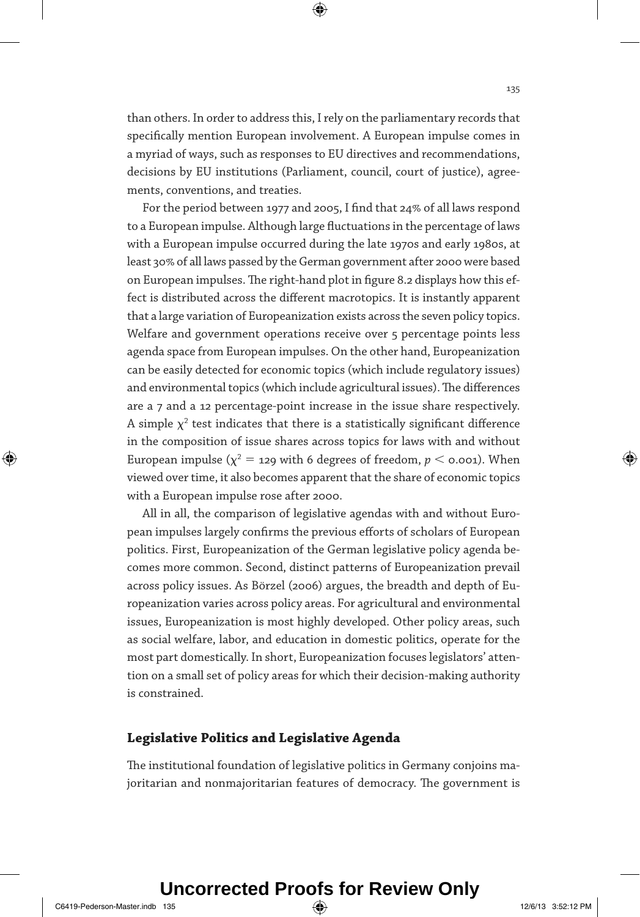than others. In order to address this, I rely on the parliamentary records that specifically mention European involvement. A European impulse comes in a myriad of ways, such as responses to EU directives and recommendations, decisions by EU institutions (Parliament, council, court of justice), agreements, conventions, and treaties.

For the period between 1977 and 2005, I find that 24% of all laws respond to a European impulse. Although large fluctuations in the percentage of laws with a European impulse occurred during the late 1970s and early 1980s, at least 30% of all laws passed by the German government after 2000 were based on European impulses. The right-hand plot in figure 8.2 displays how this effect is distributed across the different macrotopics. It is instantly apparent that a large variation of Europeanization exists across the seven policy topics. Welfare and government operations receive over 5 percentage points less agenda space from European impulses. On the other hand, Europeanization can be easily detected for economic topics (which include regulatory issues) and environmental topics (which include agricultural issues). The differences are a 7 and a 12 percentage-point increase in the issue share respectively. A simple $\chi^2$ test indicates that there is a statistically significant difference in the composition of issue shares across topics for laws with and without European impulse ($\chi^2 = 129$ with 6 degrees of freedom, $p < 0.001$). When viewed over time, it also becomes apparent that the share of economic topics with a European impulse rose after 2000.

All in all, the comparison of legislative agendas with and without European impulses largely confirms the previous efforts of scholars of European politics. First, Europeanization of the German legislative policy agenda becomes more common. Second, distinct patterns of Europeanization prevail across policy issues. As Börzel (2006) argues, the breadth and depth of Europeanization varies across policy areas. For agricultural and environmental issues, Europeanization is most highly developed. Other policy areas, such as social welfare, labor, and education in domestic politics, operate for the most part domestically. In short, Europeanization focuses legislators' attention on a small set of policy areas for which their decision-making authority is constrained.

## Legislative Politics and Legislative Agenda

The institutional foundation of legislative politics in Germany conjoins majoritarian and nonmajoritarian features of democracy. The government is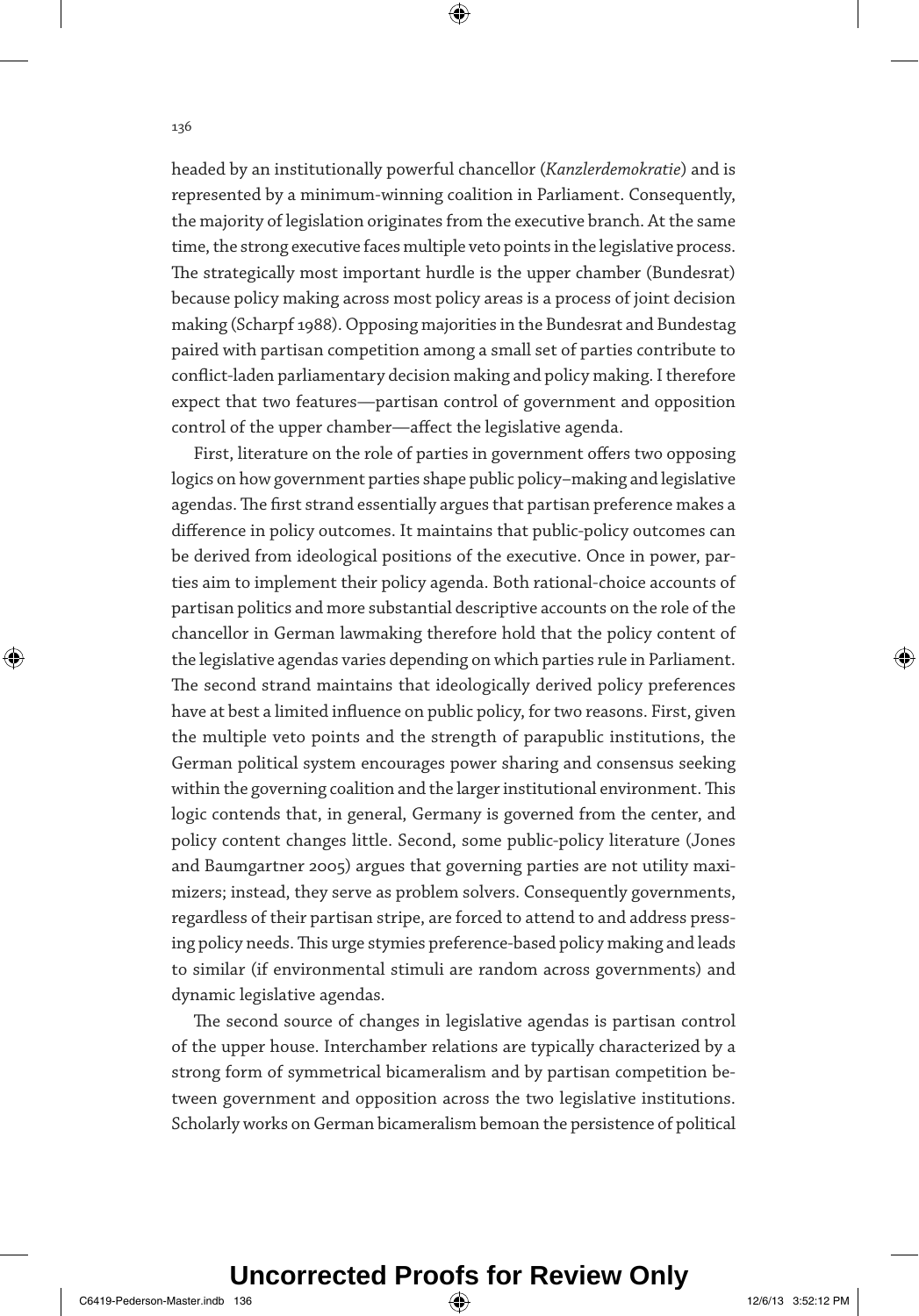headed by an institutionally powerful chancellor (*Kanzlerdemokratie*) and is represented by a minimum-winning coalition in Parliament. Consequently, the majority of legislation originates from the executive branch. At the same time, the strong executive faces multiple veto points in the legislative process. The strategically most important hurdle is the upper chamber (Bundesrat) because policy making across most policy areas is a process of joint decision making (Scharpf 1988). Opposing majorities in the Bundesrat and Bundestag paired with partisan competition among a small set of parties contribute to conflict-laden parliamentary decision making and policy making. I therefore expect that two features—partisan control of government and opposition control of the upper chamber—affect the legislative agenda.

First, literature on the role of parties in government offers two opposing logics on how government parties shape public policy–making and legislative agendas. The first strand essentially argues that partisan preference makes a difference in policy outcomes. It maintains that public-policy outcomes can be derived from ideological positions of the executive. Once in power, parties aim to implement their policy agenda. Both rational-choice accounts of partisan politics and more substantial descriptive accounts on the role of the chancellor in German lawmaking therefore hold that the policy content of the legislative agendas varies depending on which parties rule in Parliament. The second strand maintains that ideologically derived policy preferences have at best a limited influence on public policy, for two reasons. First, given the multiple veto points and the strength of parapublic institutions, the German political system encourages power sharing and consensus seeking within the governing coalition and the larger institutional environment. This logic contends that, in general, Germany is governed from the center, and policy content changes little. Second, some public-policy literature (Jones and Baumgartner 2005) argues that governing parties are not utility maximizers; instead, they serve as problem solvers. Consequently governments, regardless of their partisan stripe, are forced to attend to and address pressing policy needs. This urge stymies preference-based policy making and leads to similar (if environmental stimuli are random across governments) and dynamic legislative agendas.

The second source of changes in legislative agendas is partisan control of the upper house. Interchamber relations are typically characterized by a strong form of symmetrical bicameralism and by partisan competition between government and opposition across the two legislative institutions. Scholarly works on German bicameralism bemoan the persistence of political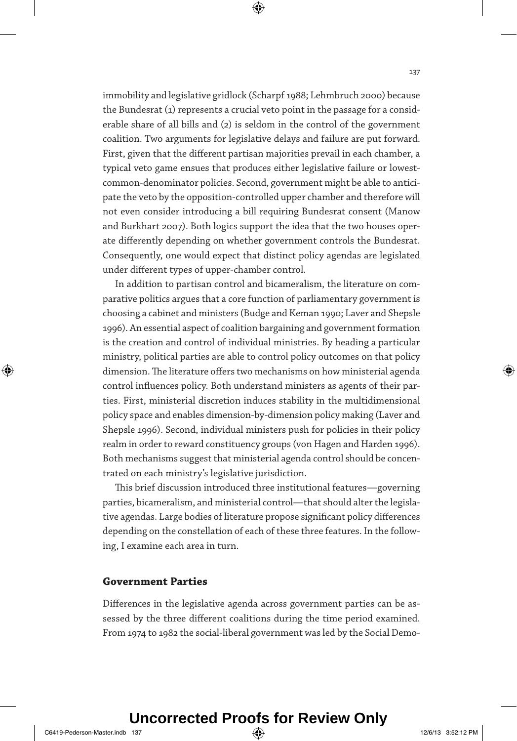immobility and legislative gridlock (Scharpf 1988; Lehmbruch 2000) because the Bundesrat (1) represents a crucial veto point in the passage for a considerable share of all bills and (2) is seldom in the control of the government coalition. Two arguments for legislative delays and failure are put forward. First, given that the different partisan majorities prevail in each chamber, a typical veto game ensues that produces either legislative failure or lowest-common-denominator policies. Second, government might be able to anticipate the veto by the opposition-controlled upper chamber and therefore will not even consider introducing a bill requiring Bundesrat consent (Manow and Burkhart 2007). Both logics support the idea that the two houses operate differently depending on whether government controls the Bundesrat. Consequently, one would expect that distinct policy agendas are legislated under different types of upper-chamber control.

In addition to partisan control and bicameralism, the literature on comparative politics argues that a core function of parliamentary government is choosing a cabinet and ministers (Budge and Keman 1990; Laver and Shepsle 1996). An essential aspect of coalition bargaining and government formation is the creation and control of individual ministries. By heading a particular ministry, political parties are able to control policy outcomes on that policy dimension. The literature offers two mechanisms on how ministerial agenda control influences policy. Both understand ministers as agents of their parties. First, ministerial discretion induces stability in the multidimensional policy space and enables dimension-by-dimension policy making (Laver and Shepsle 1996). Second, individual ministers push for policies in their policy realm in order to reward constituency groups (von Hagen and Harden 1996). Both mechanisms suggest that ministerial agenda control should be concentrated on each ministry's legislative jurisdiction.

This brief discussion introduced three institutional features—governing parties, bicameralism, and ministerial control—that should alter the legislative agendas. Large bodies of literature propose significant policy differences depending on the constellation of each of these three features. In the following, I examine each area in turn.

## Government Parties

Differences in the legislative agenda across government parties can be assessed by the three different coalitions during the time period examined. From 1974 to 1982 the social-liberal government was led by the Social Demo-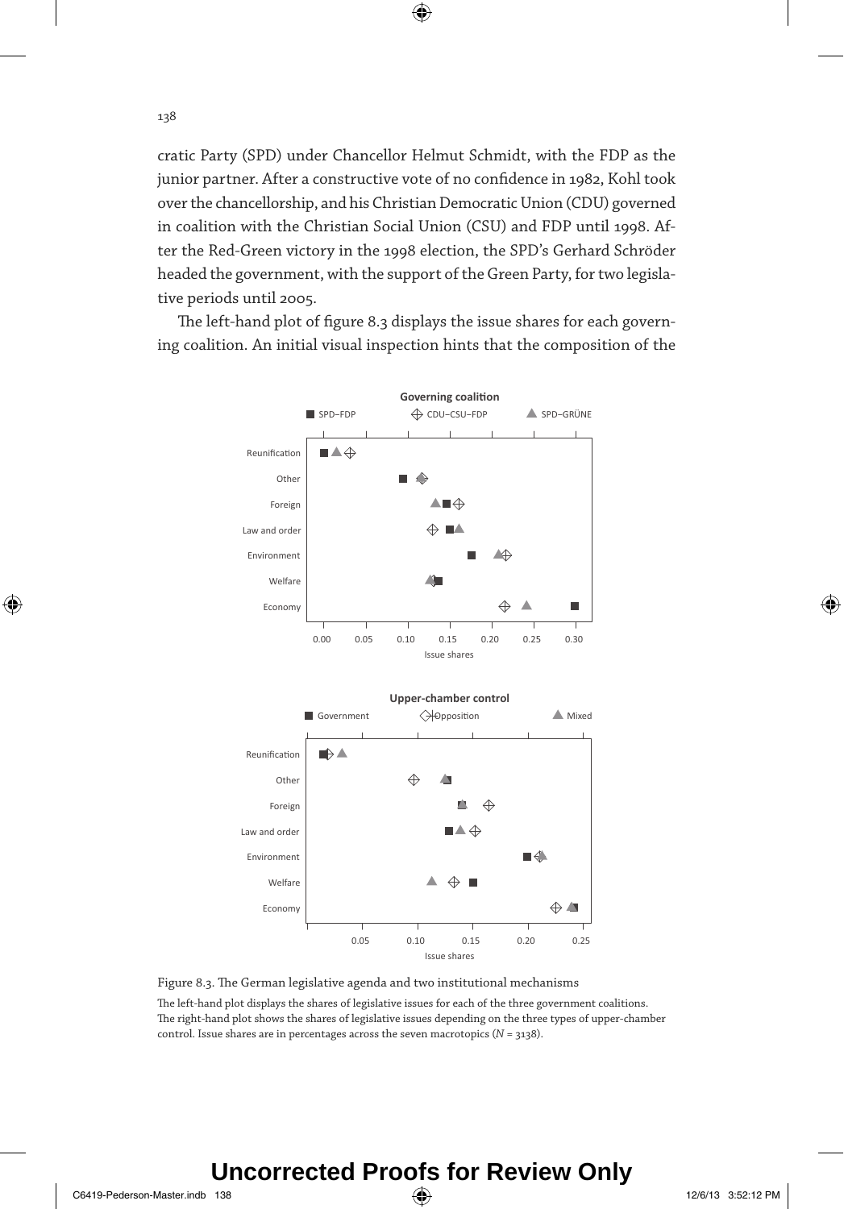cratic Party (SPD) under Chancellor Helmut Schmidt, with the FDP as the junior partner. After a constructive vote of no confidence in 1982, Kohl took over the chancellorship, and his Christian Democratic Union (CDU) governed in coalition with the Christian Social Union (CSU) and FDP until 1998. After the Red-Green victory in the 1998 election, the SPD's Gerhard Schröder headed the government, with the support of the Green Party, for two legislative periods until 2005.

The left-hand plot of figure 8.3 displays the issue shares for each governing coalition. An initial visual inspection hints that the composition of the

Figure 8.3. The German legislative agenda and two institutional mechanisms

The left-hand plot displays the shares of legislative issues for each of the three government coalitions. The right-hand plot shows the shares of legislative issues depending on the three types of upper-chamber control. Issue shares are in percentages across the seven macrotopics ($N$ = 3138).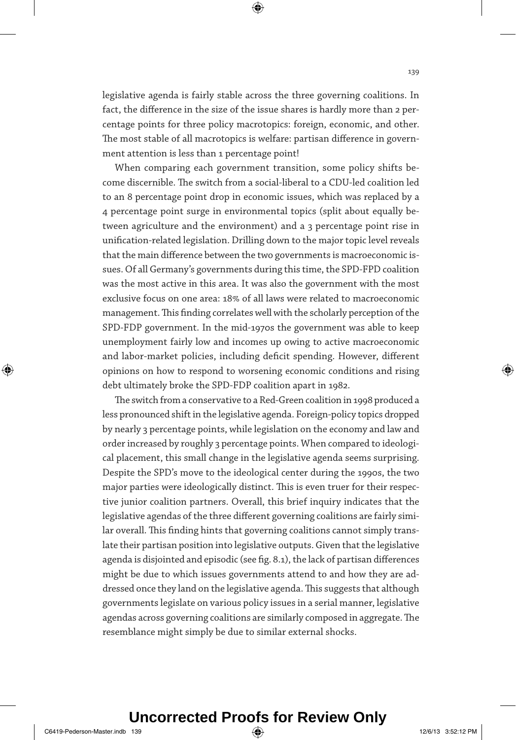legislative agenda is fairly stable across the three governing coalitions. In fact, the difference in the size of the issue shares is hardly more than 2 percentage points for three policy macrotopics: foreign, economic, and other. The most stable of all macrotopics is welfare: partisan difference in government attention is less than 1 percentage point!

When comparing each government transition, some policy shifts become discernible. The switch from a social-liberal to a CDU-led coalition led to an 8 percentage point drop in economic issues, which was replaced by a 4 percentage point surge in environmental topics (split about equally between agriculture and the environment) and a 3 percentage point rise in unification-related legislation. Drilling down to the major topic level reveals that the main difference between the two governments is macroeconomic issues. Of all Germany's governments during this time, the SPD-FPD coalition was the most active in this area. It was also the government with the most exclusive focus on one area: 18% of all laws were related to macroeconomic management. This finding correlates well with the scholarly perception of the SPD-FDP government. In the mid-1970s the government was able to keep unemployment fairly low and incomes up owing to active macroeconomic and labor-market policies, including deficit spending. However, different opinions on how to respond to worsening economic conditions and rising debt ultimately broke the SPD-FDP coalition apart in 1982.

The switch from a conservative to a Red-Green coalition in 1998 produced a less pronounced shift in the legislative agenda. Foreign-policy topics dropped by nearly 3 percentage points, while legislation on the economy and law and order increased by roughly 3 percentage points. When compared to ideological placement, this small change in the legislative agenda seems surprising. Despite the SPD's move to the ideological center during the 1990s, the two major parties were ideologically distinct. This is even truer for their respective junior coalition partners. Overall, this brief inquiry indicates that the legislative agendas of the three different governing coalitions are fairly similar overall. This finding hints that governing coalitions cannot simply translate their partisan position into legislative outputs. Given that the legislative agenda is disjointed and episodic (see fig. 8.1), the lack of partisan differences might be due to which issues governments attend to and how they are addressed once they land on the legislative agenda. This suggests that although governments legislate on various policy issues in a serial manner, legislative agendas across governing coalitions are similarly composed in aggregate. The resemblance might simply be due to similar external shocks.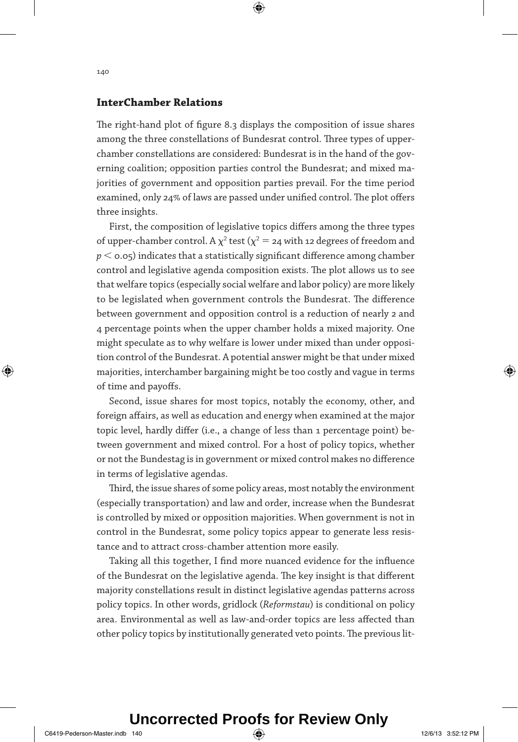## InterChamber Relations

The right-hand plot of figure 8.3 displays the composition of issue shares among the three constellations of Bundesrat control. Three types of upper-chamber constellations are considered: Bundesrat is in the hand of the governing coalition; opposition parties control the Bundesrat; and mixed majorities of government and opposition parties prevail. For the time period examined, only 24% of laws are passed under unified control. The plot offers three insights.

First, the composition of legislative topics differs among the three types of upper-chamber control. A $\chi^2$ test ($\chi^2 = 24$ with 12 degrees of freedom and $p < 0.05$) indicates that a statistically significant difference among chamber control and legislative agenda composition exists. The plot allows us to see that welfare topics (especially social welfare and labor policy) are more likely to be legislated when government controls the Bundesrat. The difference between government and opposition control is a reduction of nearly 2 and 4 percentage points when the upper chamber holds a mixed majority. One might speculate as to why welfare is lower under mixed than under opposition control of the Bundesrat. A potential answer might be that under mixed majorities, interchamber bargaining might be too costly and vague in terms of time and payoffs.

Second, issue shares for most topics, notably the economy, other, and foreign affairs, as well as education and energy when examined at the major topic level, hardly differ (i.e., a change of less than 1 percentage point) between government and mixed control. For a host of policy topics, whether or not the Bundestag is in government or mixed control makes no difference in terms of legislative agendas.

Third, the issue shares of some policy areas, most notably the environment (especially transportation) and law and order, increase when the Bundesrat is controlled by mixed or opposition majorities. When government is not in control in the Bundesrat, some policy topics appear to generate less resistance and to attract cross-chamber attention more easily.

Taking all this together, I find more nuanced evidence for the influence of the Bundesrat on the legislative agenda. The key insight is that different majority constellations result in distinct legislative agendas patterns across policy topics. In other words, gridlock (*Reformstau*) is conditional on policy area. Environmental as well as law-and-order topics are less affected than other policy topics by institutionally generated veto points. The previous lit-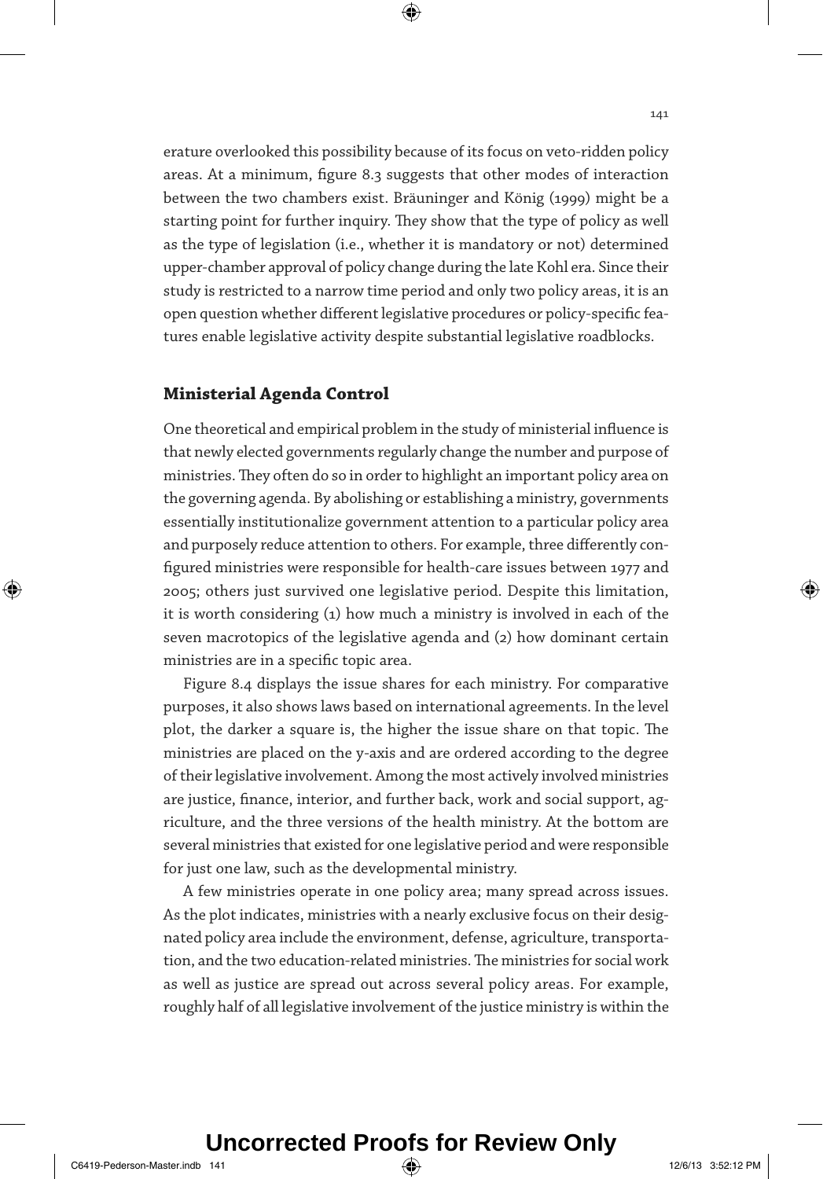erature overlooked this possibility because of its focus on veto-ridden policy areas. At a minimum, figure 8.3 suggests that other modes of interaction between the two chambers exist. Bräuninger and König (1999) might be a starting point for further inquiry. They show that the type of policy as well as the type of legislation (i.e., whether it is mandatory or not) determined upper-chamber approval of policy change during the late Kohl era. Since their study is restricted to a narrow time period and only two policy areas, it is an open question whether different legislative procedures or policy-specific features enable legislative activity despite substantial legislative roadblocks.

## Ministerial Agenda Control

One theoretical and empirical problem in the study of ministerial influence is that newly elected governments regularly change the number and purpose of ministries. They often do so in order to highlight an important policy area on the governing agenda. By abolishing or establishing a ministry, governments essentially institutionalize government attention to a particular policy area and purposely reduce attention to others. For example, three differently configured ministries were responsible for health-care issues between 1977 and 2005; others just survived one legislative period. Despite this limitation, it is worth considering (1) how much a ministry is involved in each of the seven macrotopics of the legislative agenda and (2) how dominant certain ministries are in a specific topic area.

Figure 8.4 displays the issue shares for each ministry. For comparative purposes, it also shows laws based on international agreements. In the level plot, the darker a square is, the higher the issue share on that topic. The ministries are placed on the y-axis and are ordered according to the degree of their legislative involvement. Among the most actively involved ministries are justice, finance, interior, and further back, work and social support, agriculture, and the three versions of the health ministry. At the bottom are several ministries that existed for one legislative period and were responsible for just one law, such as the developmental ministry.

A few ministries operate in one policy area; many spread across issues. As the plot indicates, ministries with a nearly exclusive focus on their designated policy area include the environment, defense, agriculture, transportation, and the two education-related ministries. The ministries for social work as well as justice are spread out across several policy areas. For example, roughly half of all legislative involvement of the justice ministry is within the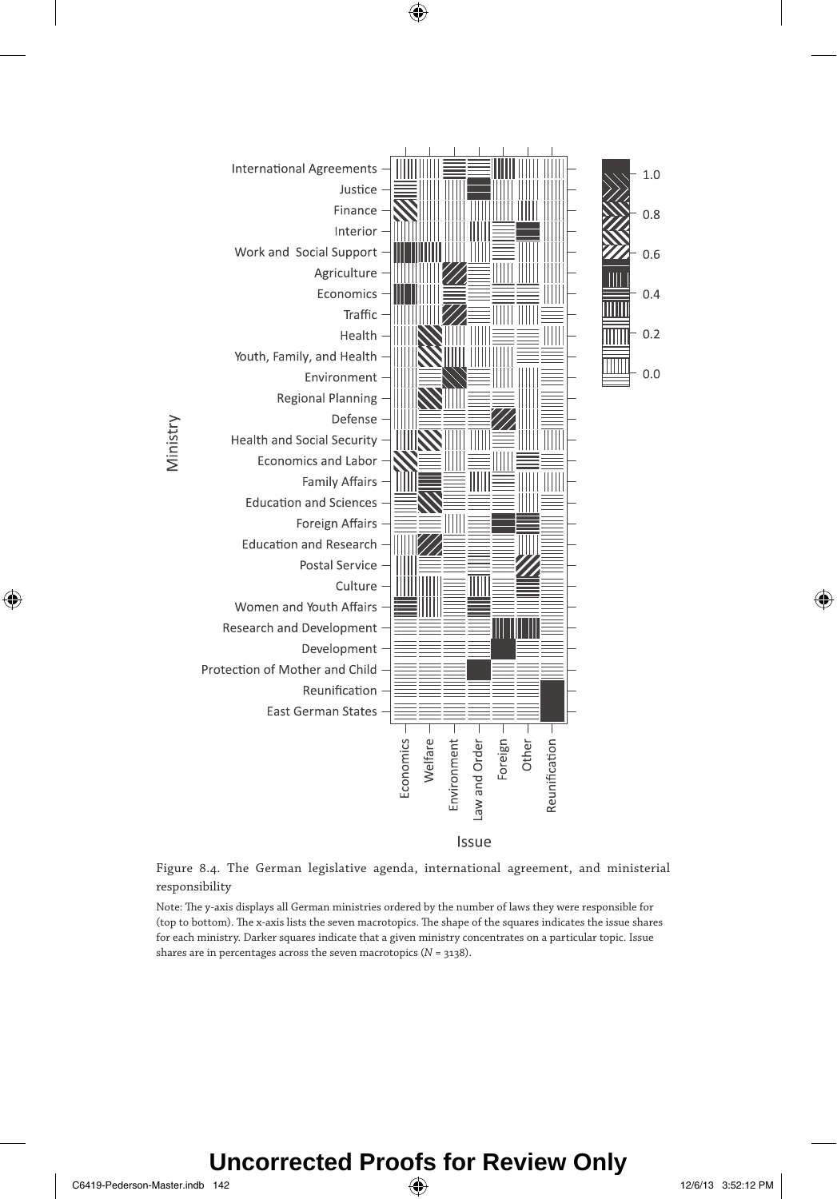Figure 8.4. The German legislative agenda, international agreement, and ministerial responsibility

Note: The y-axis displays all German ministries ordered by the number of laws they were responsible for (top to bottom). The x-axis lists the seven macrotopics. The shape of the squares indicates the issue shares for each ministry. Darker squares indicate that a given ministry concentrates on a particular topic. Issue shares are in percentages across the seven macrotopics ($N$ = 3138).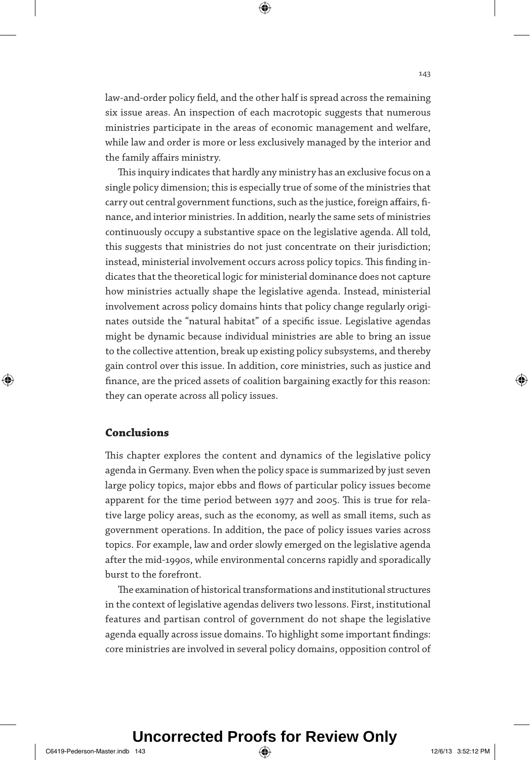law-and-order policy field, and the other half is spread across the remaining six issue areas. An inspection of each macrotopic suggests that numerous ministries participate in the areas of economic management and welfare, while law and order is more or less exclusively managed by the interior and the family affairs ministry.

This inquiry indicates that hardly any ministry has an exclusive focus on a single policy dimension; this is especially true of some of the ministries that carry out central government functions, such as the justice, foreign affairs, finance, and interior ministries. In addition, nearly the same sets of ministries continuously occupy a substantive space on the legislative agenda. All told, this suggests that ministries do not just concentrate on their jurisdiction; instead, ministerial involvement occurs across policy topics. This finding indicates that the theoretical logic for ministerial dominance does not capture how ministries actually shape the legislative agenda. Instead, ministerial involvement across policy domains hints that policy change regularly originates outside the "natural habitat" of a specific issue. Legislative agendas might be dynamic because individual ministries are able to bring an issue to the collective attention, break up existing policy subsystems, and thereby gain control over this issue. In addition, core ministries, such as justice and finance, are the priced assets of coalition bargaining exactly for this reason: they can operate across all policy issues.

## Conclusions

This chapter explores the content and dynamics of the legislative policy agenda in Germany. Even when the policy space is summarized by just seven large policy topics, major ebbs and flows of particular policy issues become apparent for the time period between 1977 and 2005. This is true for relative large policy areas, such as the economy, as well as small items, such as government operations. In addition, the pace of policy issues varies across topics. For example, law and order slowly emerged on the legislative agenda after the mid-1990s, while environmental concerns rapidly and sporadically burst to the forefront.

The examination of historical transformations and institutional structures in the context of legislative agendas delivers two lessons. First, institutional features and partisan control of government do not shape the legislative agenda equally across issue domains. To highlight some important findings: core ministries are involved in several policy domains, opposition control of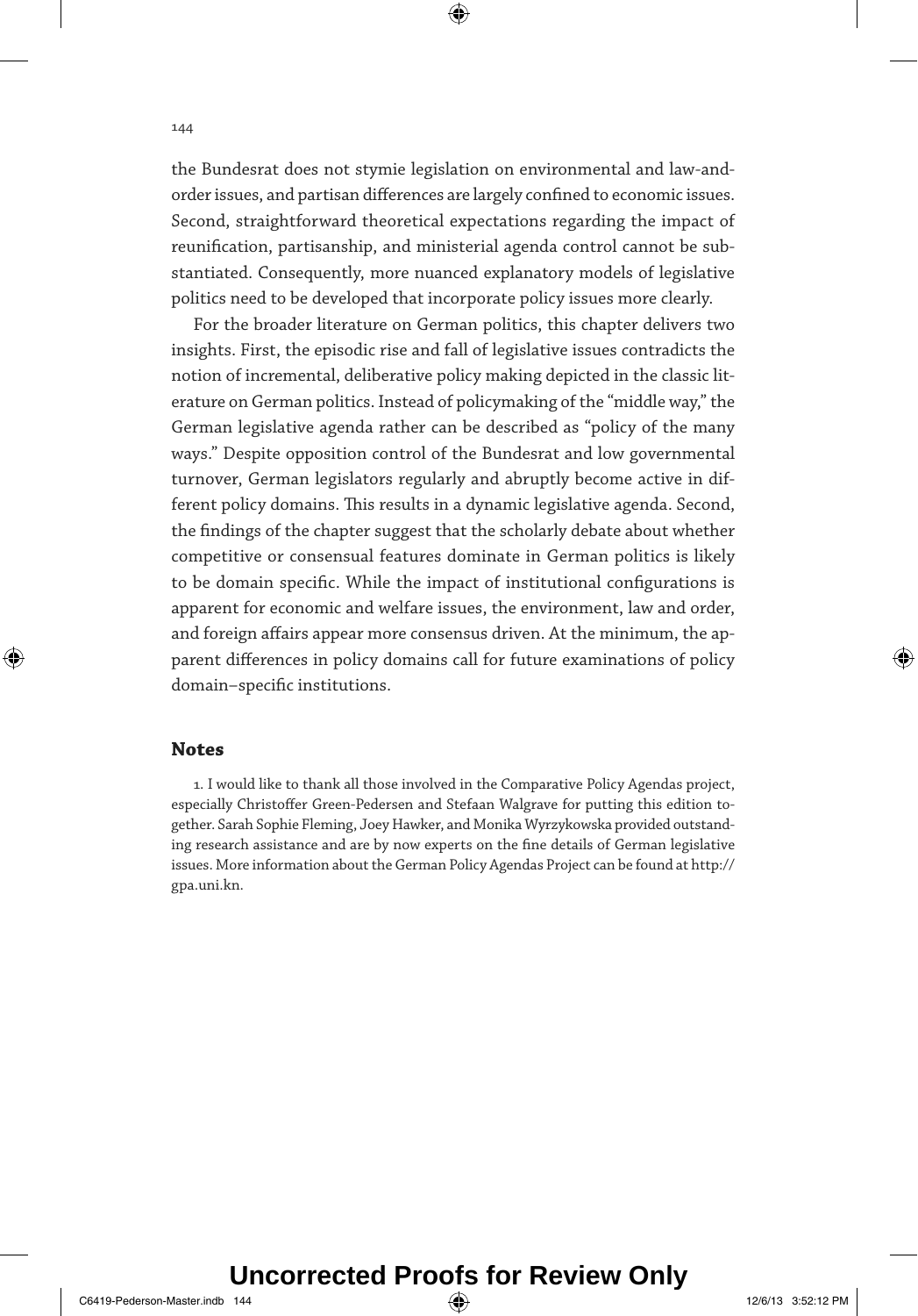the Bundesrat does not stymie legislation on environmental and law-and-order issues, and partisan differences are largely confined to economic issues. Second, straightforward theoretical expectations regarding the impact of reunification, partisanship, and ministerial agenda control cannot be substantiated. Consequently, more nuanced explanatory models of legislative politics need to be developed that incorporate policy issues more clearly.

For the broader literature on German politics, this chapter delivers two insights. First, the episodic rise and fall of legislative issues contradicts the notion of incremental, deliberative policy making depicted in the classic literature on German politics. Instead of policymaking of the "middle way," the German legislative agenda rather can be described as "policy of the many ways." Despite opposition control of the Bundesrat and low governmental turnover, German legislators regularly and abruptly become active in different policy domains. This results in a dynamic legislative agenda. Second, the findings of the chapter suggest that the scholarly debate about whether competitive or consensual features dominate in German politics is likely to be domain specific. While the impact of institutional configurations is apparent for economic and welfare issues, the environment, law and order, and foreign affairs appear more consensus driven. At the minimum, the apparent differences in policy domains call for future examinations of policy domain–specific institutions.

## Notes

1. I would like to thank all those involved in the Comparative Policy Agendas project, especially Christoffer Green-Pedersen and Stefaan Walgrave for putting this edition together. Sarah Sophie Fleming, Joey Hawker, and Monika Wyrzykowska provided outstanding research assistance and are by now experts on the fine details of German legislative issues. More information about the German Policy Agendas Project can be found at http://gpa.uni.kn.